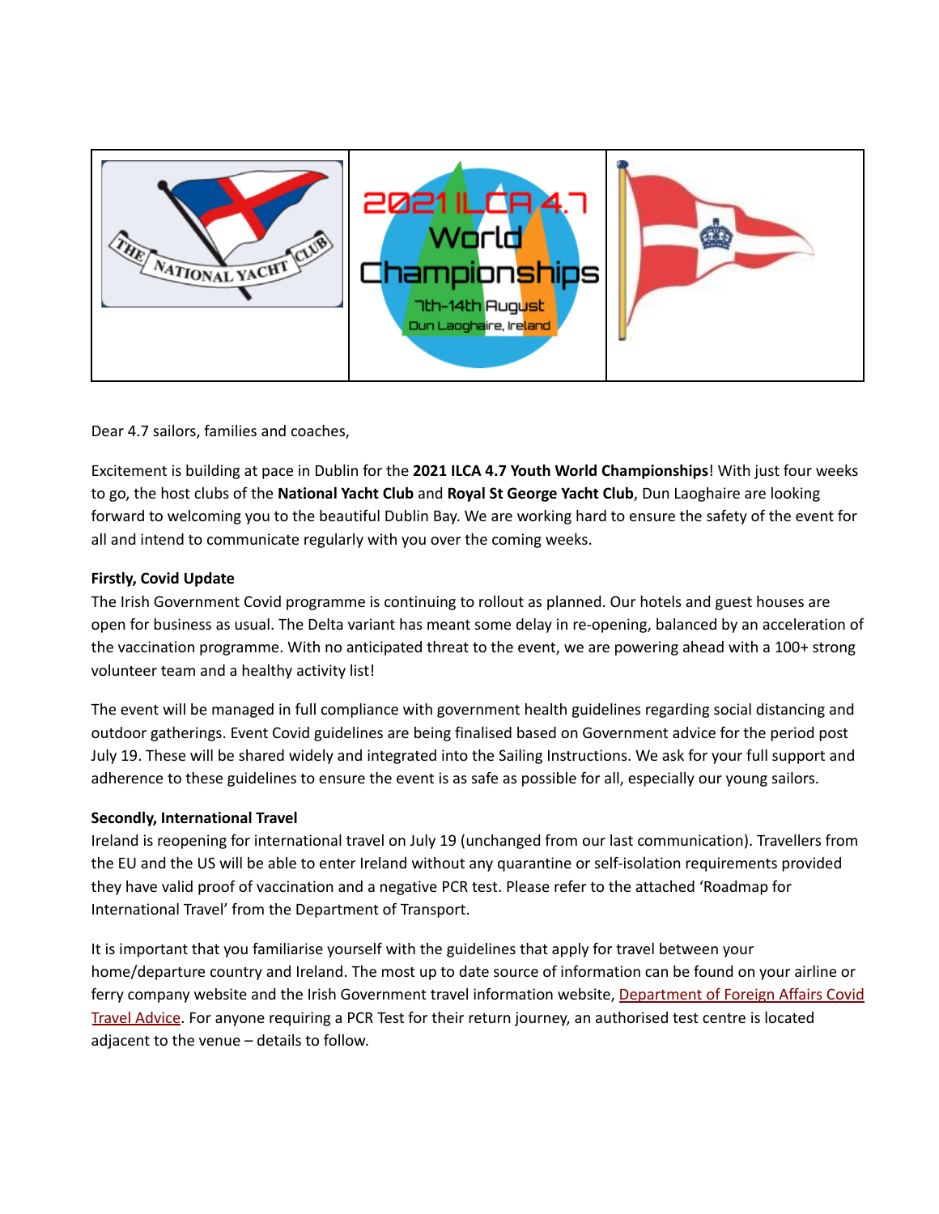| THE NATIONAL YACHT CLUB | 2021 ILCA 4.7 World Championships 7th-14th August Dun Laoghaire, Ireland | |
| --- | --- | --- |

Dear 4.7 sailors, families and coaches,

Excitement is building at pace in Dublin for the **2021 ILCA 4.7 Youth World Championships**! With just four weeks to go, the host clubs of the **National Yacht Club** and **Royal St George Yacht Club**, Dun Laoghaire are looking forward to welcoming you to the beautiful Dublin Bay. We are working hard to ensure the safety of the event for all and intend to communicate regularly with you over the coming weeks.

**Firstly, Covid Update**

The Irish Government Covid programme is continuing to rollout as planned. Our hotels and guest houses are open for business as usual. The Delta variant has meant some delay in re-opening, balanced by an acceleration of the vaccination programme. With no anticipated threat to the event, we are powering ahead with a 100+ strong volunteer team and a healthy activity list!

The event will be managed in full compliance with government health guidelines regarding social distancing and outdoor gatherings. Event Covid guidelines are being finalised based on Government advice for the period post July 19. These will be shared widely and integrated into the Sailing Instructions. We ask for your full support and adherence to these guidelines to ensure the event is as safe as possible for all, especially our young sailors.

**Secondly, International Travel**

Ireland is reopening for international travel on July 19 (unchanged from our last communication). Travellers from the EU and the US will be able to enter Ireland without any quarantine or self-isolation requirements provided they have valid proof of vaccination and a negative PCR test. Please refer to the attached 'Roadmap for International Travel' from the Department of Transport.

It is important that you familiarise yourself with the guidelines that apply for travel between your home/departure country and Ireland. The most up to date source of information can be found on your airline or ferry company website and the Irish Government travel information website, Department of Foreign Affairs Covid Travel Advice. For anyone requiring a PCR Test for their return journey, an authorised test centre is located adjacent to the venue – details to follow.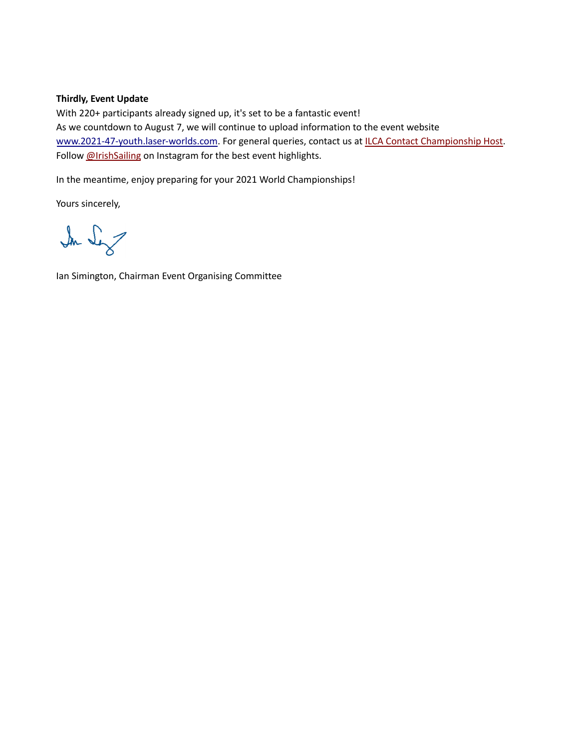**Thirdly, Event Update**

With 220+ participants already signed up, it's set to be a fantastic event!
As we countdown to August 7, we will continue to upload information to the event website www.2021-47-youth.laser-worlds.com. For general queries, contact us at ILCA Contact Championship Host. Follow @IrishSailing on Instagram for the best event highlights.

In the meantime, enjoy preparing for your 2021 World Championships!

Yours sincerely,

Ian Simington, Chairman Event Organising Committee